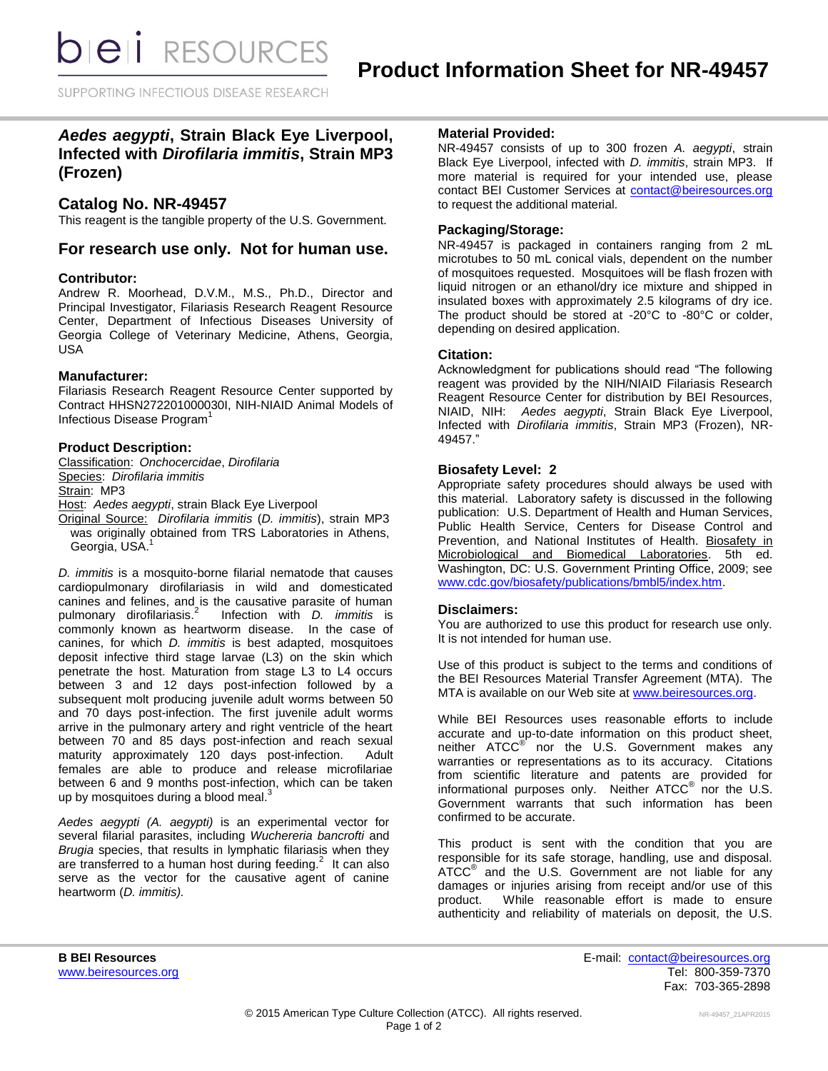# Product Information Sheet for NR-49457

## *Aedes aegypti*, Strain Black Eye Liverpool, Infected with *Dirofilaria immitis*, Strain MP3 (Frozen)

## Catalog No. NR-49457

This reagent is the tangible property of the U.S. Government.

## For research use only. Not for human use.

### Contributor:

Andrew R. Moorhead, D.V.M., M.S., Ph.D., Director and Principal Investigator, Filariasis Research Reagent Resource Center, Department of Infectious Diseases University of Georgia College of Veterinary Medicine, Athens, Georgia, USA

### Manufacturer:

Filariasis Research Reagent Resource Center supported by Contract HHSN272201000030I, NIH-NIAID Animal Models of Infectious Disease Program[1]

### Product Description:

Classification: *Onchocercidae*, *Dirofilaria*
Species: *Dirofilaria immitis*
Strain: MP3
Host: *Aedes aegypti*, strain Black Eye Liverpool
Original Source: *Dirofilaria immitis* (*D. immitis*), strain MP3 was originally obtained from TRS Laboratories in Athens, Georgia, USA.[1]

*D. immitis* is a mosquito-borne filarial nematode that causes cardiopulmonary dirofilariasis in wild and domesticated canines and felines, and is the causative parasite of human pulmonary dirofilariasis.[2] Infection with *D. immitis* is commonly known as heartworm disease. In the case of canines, for which *D. immitis* is best adapted, mosquitoes deposit infective third stage larvae (L3) on the skin which penetrate the host. Maturation from stage L3 to L4 occurs between 3 and 12 days post-infection followed by a subsequent molt producing juvenile adult worms between 50 and 70 days post-infection. The first juvenile adult worms arrive in the pulmonary artery and right ventricle of the heart between 70 and 85 days post-infection and reach sexual maturity approximately 120 days post-infection. Adult females are able to produce and release microfilariae between 6 and 9 months post-infection, which can be taken up by mosquitoes during a blood meal.[3]

*Aedes aegypti (A. aegypti)* is an experimental vector for several filarial parasites, including *Wuchereria bancrofti* and *Brugia* species, that results in lymphatic filariasis when they are transferred to a human host during feeding.[2] It can also serve as the vector for the causative agent of canine heartworm (*D. immitis).*

### Material Provided:

NR-49457 consists of up to 300 frozen *A. aegypti*, strain Black Eye Liverpool, infected with *D. immitis*, strain MP3. If more material is required for your intended use, please contact BEI Customer Services at contact@beiresources.org to request the additional material.

### Packaging/Storage:

NR-49457 is packaged in containers ranging from 2 mL microtubes to 50 mL conical vials, dependent on the number of mosquitoes requested. Mosquitoes will be flash frozen with liquid nitrogen or an ethanol/dry ice mixture and shipped in insulated boxes with approximately 2.5 kilograms of dry ice. The product should be stored at -20°C to -80°C or colder, depending on desired application.

### Citation:

Acknowledgment for publications should read "The following reagent was provided by the NIH/NIAID Filariasis Research Reagent Resource Center for distribution by BEI Resources, NIAID, NIH: *Aedes aegypti*, Strain Black Eye Liverpool, Infected with *Dirofilaria immitis*, Strain MP3 (Frozen), NR-49457."

### Biosafety Level: 2

Appropriate safety procedures should always be used with this material. Laboratory safety is discussed in the following publication: U.S. Department of Health and Human Services, Public Health Service, Centers for Disease Control and Prevention, and National Institutes of Health. Biosafety in Microbiological and Biomedical Laboratories. 5th ed. Washington, DC: U.S. Government Printing Office, 2009; see www.cdc.gov/biosafety/publications/bmbl5/index.htm.

### Disclaimers:

You are authorized to use this product for research use only. It is not intended for human use.

Use of this product is subject to the terms and conditions of the BEI Resources Material Transfer Agreement (MTA). The MTA is available on our Web site at www.beiresources.org.

While BEI Resources uses reasonable efforts to include accurate and up-to-date information on this product sheet, neither ATCC® nor the U.S. Government makes any warranties or representations as to its accuracy. Citations from scientific literature and patents are provided for informational purposes only. Neither ATCC® nor the U.S. Government warrants that such information has been confirmed to be accurate.

This product is sent with the condition that you are responsible for its safe storage, handling, use and disposal. ATCC® and the U.S. Government are not liable for any damages or injuries arising from receipt and/or use of this product. While reasonable effort is made to ensure authenticity and reliability of materials on deposit, the U.S.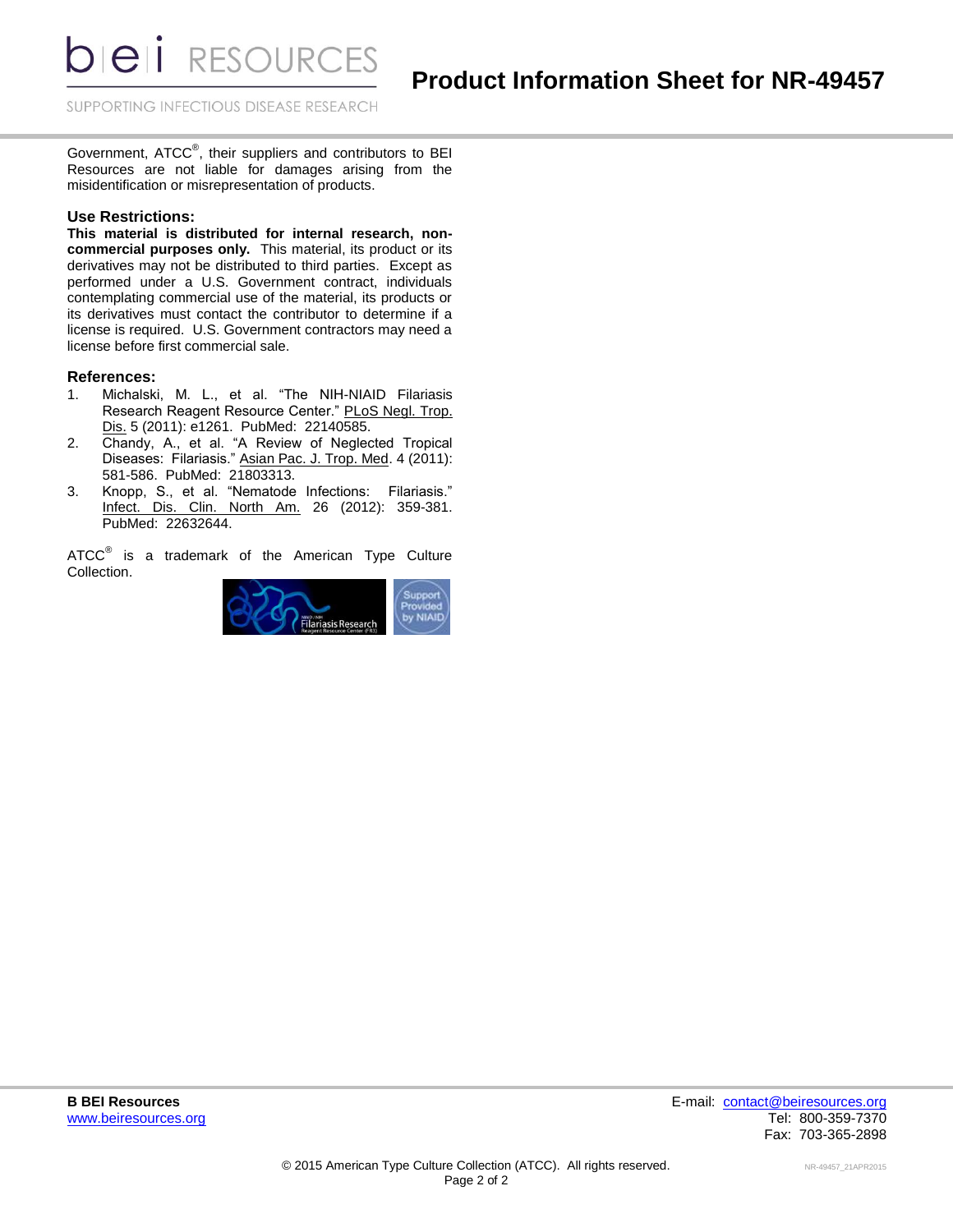Government, ATCC®, their suppliers and contributors to BEI Resources are not liable for damages arising from the misidentification or misrepresentation of products.

### Use Restrictions:

**This material is distributed for internal research, non-commercial purposes only.** This material, its product or its derivatives may not be distributed to third parties. Except as performed under a U.S. Government contract, individuals contemplating commercial use of the material, its products or its derivatives must contact the contributor to determine if a license is required. U.S. Government contractors may need a license before first commercial sale.

### References:

1. Michalski, M. L., et al. "The NIH-NIAID Filariasis Research Reagent Resource Center." PLoS Negl. Trop. Dis. 5 (2011): e1261. PubMed: 22140585.
2. Chandy, A., et al. "A Review of Neglected Tropical Diseases: Filariasis." Asian Pac. J. Trop. Med. 4 (2011): 581-586. PubMed: 21803313.
3. Knopp, S., et al. "Nematode Infections: Filariasis." Infect. Dis. Clin. North Am. 26 (2012): 359-381. PubMed: 22632644.

ATCC® is a trademark of the American Type Culture Collection.

**B BEI Resources**
www.beiresources.org

E-mail: contact@beiresources.org
Tel: 800-359-7370
Fax: 703-365-2898

© 2015 American Type Culture Collection (ATCC). All rights reserved.

NR-49457_21APR2015